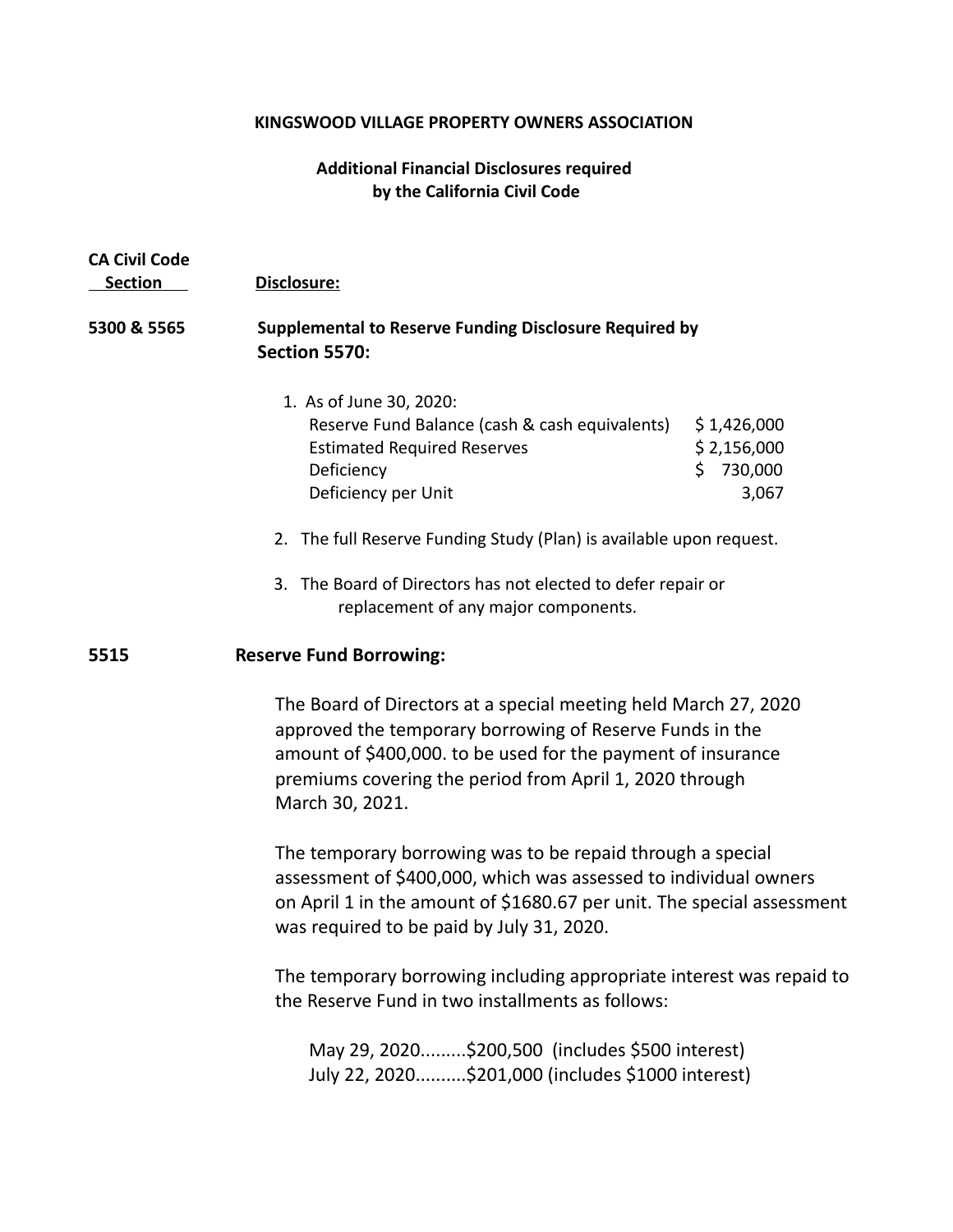**KINGSWOOD VILLAGE PROPERTY OWNERS ASSOCIATION**

**Additional Financial Disclosures required by the California Civil Code**

| CA Civil Code Section | Disclosure: |
|---|---|
| **5300 & 5565** | **Supplemental to Reserve Funding Disclosure Required by Section 5570:** |

1. As of June 30, 2020:

| | |
|---|---|
| Reserve Fund Balance (cash & cash equivalents) | $ 1,426,000 |
| Estimated Required Reserves | $ 2,156,000 |
| Deficiency | $ 730,000 |
| Deficiency per Unit | 3,067 |

2. The full Reserve Funding Study (Plan) is available upon request.
3. The Board of Directors has not elected to defer repair or replacement of any major components.

**5515 Reserve Fund Borrowing:**

The Board of Directors at a special meeting held March 27, 2020 approved the temporary borrowing of Reserve Funds in the amount of $400,000. to be used for the payment of insurance premiums covering the period from April 1, 2020 through March 30, 2021.

The temporary borrowing was to be repaid through a special assessment of $400,000, which was assessed to individual owners on April 1 in the amount of $1680.67 per unit. The special assessment was required to be paid by July 31, 2020.

The temporary borrowing including appropriate interest was repaid to the Reserve Fund in two installments as follows:

May 29, 2020.........$200,500 (includes $500 interest)
July 22, 2020..........$201,000 (includes $1000 interest)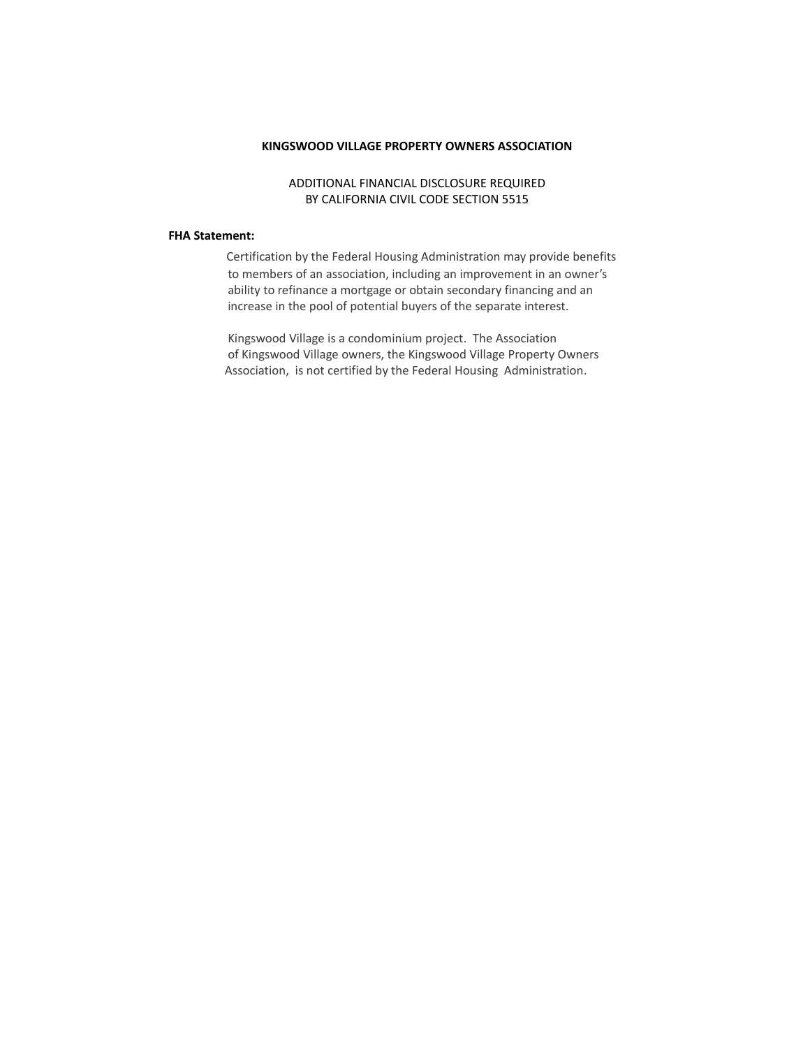**KINGSWOOD VILLAGE PROPERTY OWNERS ASSOCIATION**

ADDITIONAL FINANCIAL DISCLOSURE REQUIRED
BY CALIFORNIA CIVIL CODE SECTION 5515

**FHA Statement:**

Certification by the Federal Housing Administration may provide benefits to members of an association, including an improvement in an owner's ability to refinance a mortgage or obtain secondary financing and an increase in the pool of potential buyers of the separate interest.

Kingswood Village is a condominium project. The Association of Kingswood Village owners, the Kingswood Village Property Owners Association, is not certified by the Federal Housing Administration.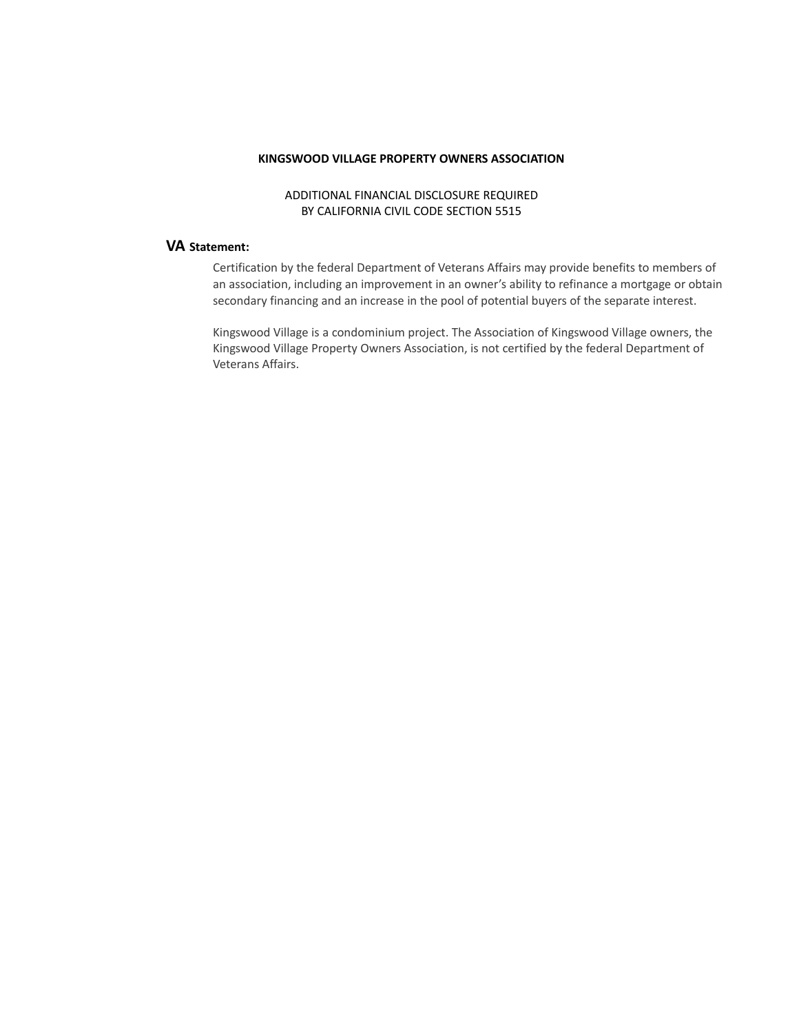**KINGSWOOD VILLAGE PROPERTY OWNERS ASSOCIATION**

ADDITIONAL FINANCIAL DISCLOSURE REQUIRED
BY CALIFORNIA CIVIL CODE SECTION 5515

**VA Statement:**

Certification by the federal Department of Veterans Affairs may provide benefits to members of an association, including an improvement in an owner's ability to refinance a mortgage or obtain secondary financing and an increase in the pool of potential buyers of the separate interest.

Kingswood Village is a condominium project. The Association of Kingswood Village owners, the Kingswood Village Property Owners Association, is not certified by the federal Department of Veterans Affairs.